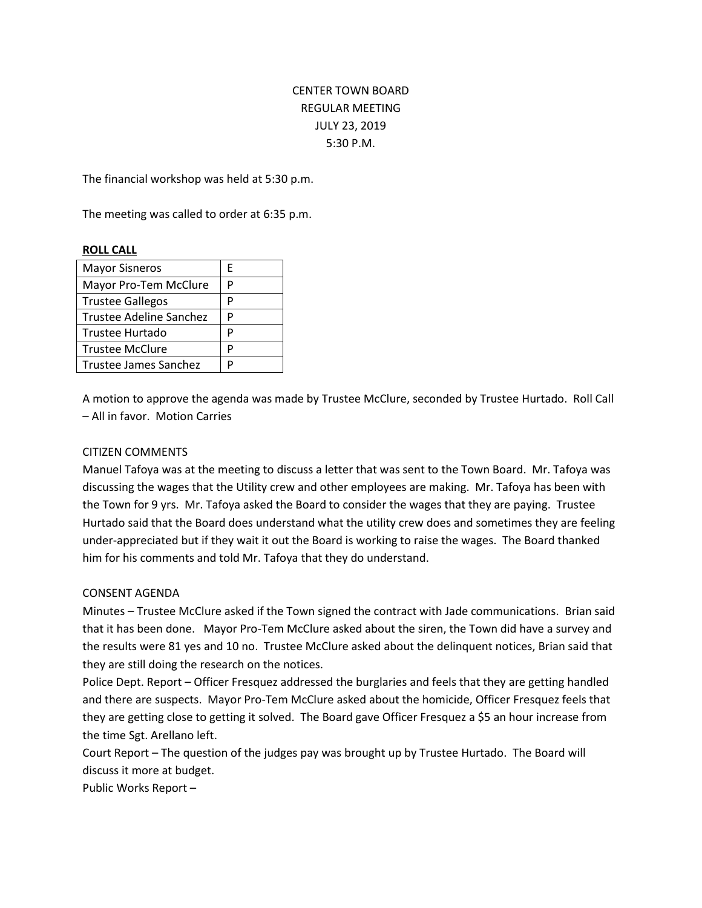CENTER TOWN BOARD
REGULAR MEETING
JULY 23, 2019
5:30 P.M.

The financial workshop was held at 5:30 p.m.

The meeting was called to order at 6:35 p.m.

**ROLL CALL**

| | |
|---|---|
| Mayor Sisneros | E |
| Mayor Pro-Tem McClure | P |
| Trustee Gallegos | P |
| Trustee Adeline Sanchez | P |
| Trustee Hurtado | P |
| Trustee McClure | P |
| Trustee James Sanchez | P |

A motion to approve the agenda was made by Trustee McClure, seconded by Trustee Hurtado. Roll Call – All in favor. Motion Carries

CITIZEN COMMENTS
Manuel Tafoya was at the meeting to discuss a letter that was sent to the Town Board. Mr. Tafoya was discussing the wages that the Utility crew and other employees are making. Mr. Tafoya has been with the Town for 9 yrs. Mr. Tafoya asked the Board to consider the wages that they are paying. Trustee Hurtado said that the Board does understand what the utility crew does and sometimes they are feeling under-appreciated but if they wait it out the Board is working to raise the wages. The Board thanked him for his comments and told Mr. Tafoya that they do understand.

CONSENT AGENDA
Minutes – Trustee McClure asked if the Town signed the contract with Jade communications. Brian said that it has been done. Mayor Pro-Tem McClure asked about the siren, the Town did have a survey and the results were 81 yes and 10 no. Trustee McClure asked about the delinquent notices, Brian said that they are still doing the research on the notices.
Police Dept. Report – Officer Fresquez addressed the burglaries and feels that they are getting handled and there are suspects. Mayor Pro-Tem McClure asked about the homicide, Officer Fresquez feels that they are getting close to getting it solved. The Board gave Officer Fresquez a $5 an hour increase from the time Sgt. Arellano left.
Court Report – The question of the judges pay was brought up by Trustee Hurtado. The Board will discuss it more at budget.
Public Works Report –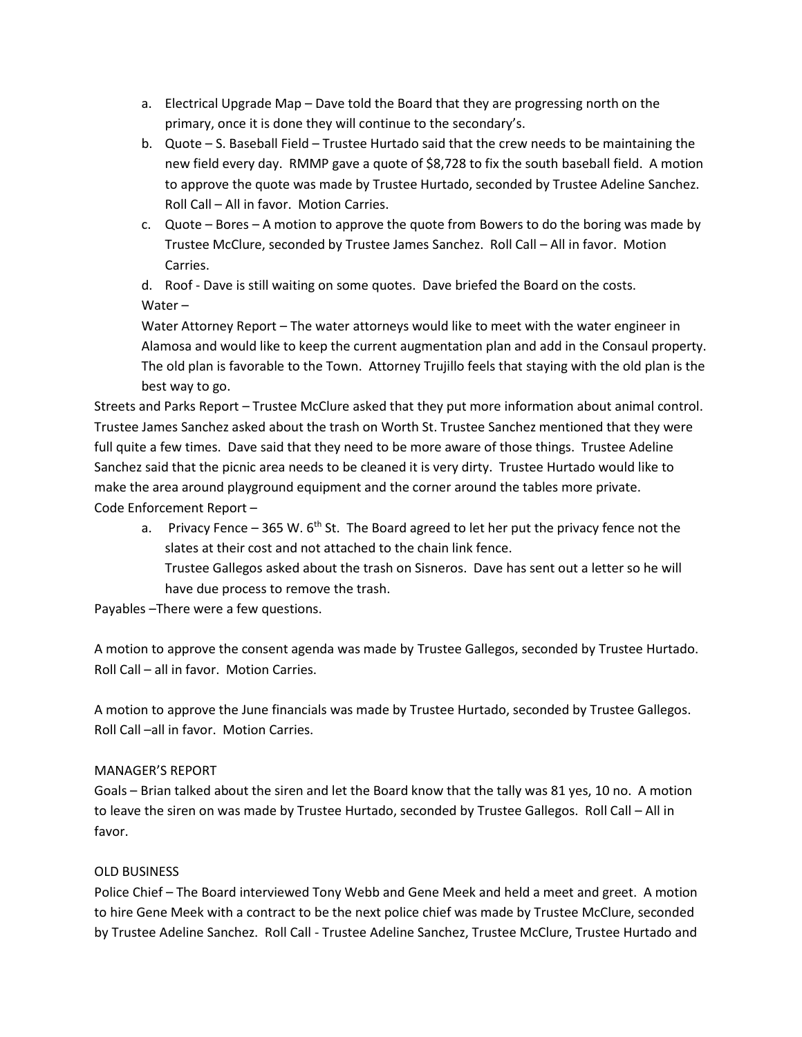a. Electrical Upgrade Map – Dave told the Board that they are progressing north on the primary, once it is done they will continue to the secondary's.
b. Quote – S. Baseball Field – Trustee Hurtado said that the crew needs to be maintaining the new field every day. RMMP gave a quote of $8,728 to fix the south baseball field. A motion to approve the quote was made by Trustee Hurtado, seconded by Trustee Adeline Sanchez. Roll Call – All in favor. Motion Carries.
c. Quote – Bores – A motion to approve the quote from Bowers to do the boring was made by Trustee McClure, seconded by Trustee James Sanchez. Roll Call – All in favor. Motion Carries.
d. Roof - Dave is still waiting on some quotes. Dave briefed the Board on the costs.

Water –

Water Attorney Report – The water attorneys would like to meet with the water engineer in Alamosa and would like to keep the current augmentation plan and add in the Consaul property. The old plan is favorable to the Town. Attorney Trujillo feels that staying with the old plan is the best way to go.

Streets and Parks Report – Trustee McClure asked that they put more information about animal control. Trustee James Sanchez asked about the trash on Worth St. Trustee Sanchez mentioned that they were full quite a few times. Dave said that they need to be more aware of those things. Trustee Adeline Sanchez said that the picnic area needs to be cleaned it is very dirty. Trustee Hurtado would like to make the area around playground equipment and the corner around the tables more private.

Code Enforcement Report –

a. Privacy Fence – 365 W. 6th St. The Board agreed to let her put the privacy fence not the slates at their cost and not attached to the chain link fence.
   Trustee Gallegos asked about the trash on Sisneros. Dave has sent out a letter so he will have due process to remove the trash.

Payables –There were a few questions.

A motion to approve the consent agenda was made by Trustee Gallegos, seconded by Trustee Hurtado. Roll Call – all in favor. Motion Carries.

A motion to approve the June financials was made by Trustee Hurtado, seconded by Trustee Gallegos. Roll Call –all in favor. Motion Carries.

MANAGER'S REPORT

Goals – Brian talked about the siren and let the Board know that the tally was 81 yes, 10 no. A motion to leave the siren on was made by Trustee Hurtado, seconded by Trustee Gallegos. Roll Call – All in favor.

OLD BUSINESS

Police Chief – The Board interviewed Tony Webb and Gene Meek and held a meet and greet. A motion to hire Gene Meek with a contract to be the next police chief was made by Trustee McClure, seconded by Trustee Adeline Sanchez. Roll Call - Trustee Adeline Sanchez, Trustee McClure, Trustee Hurtado and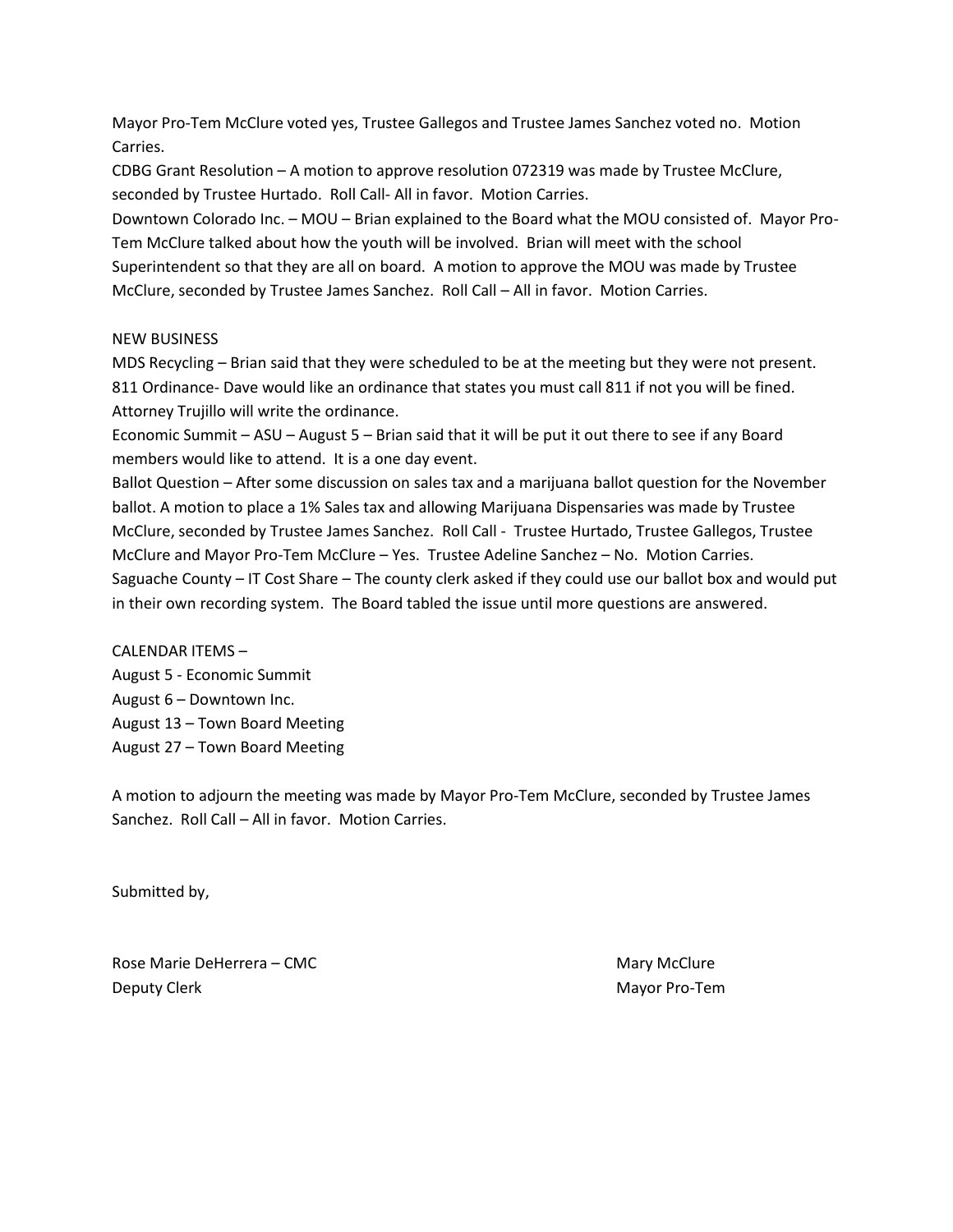Mayor Pro-Tem McClure voted yes, Trustee Gallegos and Trustee James Sanchez voted no. Motion Carries.

CDBG Grant Resolution – A motion to approve resolution 072319 was made by Trustee McClure, seconded by Trustee Hurtado. Roll Call- All in favor. Motion Carries.

Downtown Colorado Inc. – MOU – Brian explained to the Board what the MOU consisted of. Mayor Pro-Tem McClure talked about how the youth will be involved. Brian will meet with the school Superintendent so that they are all on board. A motion to approve the MOU was made by Trustee McClure, seconded by Trustee James Sanchez. Roll Call – All in favor. Motion Carries.

NEW BUSINESS

MDS Recycling – Brian said that they were scheduled to be at the meeting but they were not present.

811 Ordinance- Dave would like an ordinance that states you must call 811 if not you will be fined. Attorney Trujillo will write the ordinance.

Economic Summit – ASU – August 5 – Brian said that it will be put it out there to see if any Board members would like to attend. It is a one day event.

Ballot Question – After some discussion on sales tax and a marijuana ballot question for the November ballot. A motion to place a 1% Sales tax and allowing Marijuana Dispensaries was made by Trustee McClure, seconded by Trustee James Sanchez. Roll Call - Trustee Hurtado, Trustee Gallegos, Trustee McClure and Mayor Pro-Tem McClure – Yes. Trustee Adeline Sanchez – No. Motion Carries.

Saguache County – IT Cost Share – The county clerk asked if they could use our ballot box and would put in their own recording system. The Board tabled the issue until more questions are answered.

CALENDAR ITEMS –

August 5 - Economic Summit
August 6 – Downtown Inc.
August 13 – Town Board Meeting
August 27 – Town Board Meeting

A motion to adjourn the meeting was made by Mayor Pro-Tem McClure, seconded by Trustee James Sanchez. Roll Call – All in favor. Motion Carries.

Submitted by,

Rose Marie DeHerrera – CMC
Deputy Clerk

Mary McClure
Mayor Pro-Tem